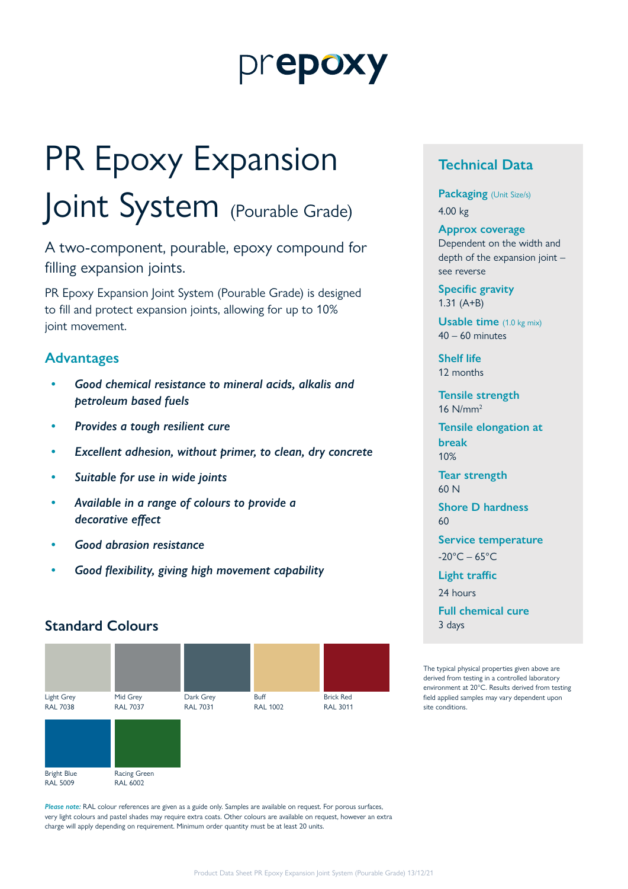prepoxy

# PR Epoxy Expansion Joint System (Pourable Grade)

A two-component, pourable, epoxy compound for filling expansion joints.

PR Epoxy Expansion Joint System (Pourable Grade) is designed to fill and protect expansion joints, allowing for up to 10% joint movement.

## Advantages

- *Good chemical resistance to mineral acids, alkalis and petroleum based fuels*
- *Provides a tough resilient cure*
- *Excellent adhesion, without primer, to clean, dry concrete*
- *Suitable for use in wide joints*
- *Available in a range of colours to provide a decorative effect*
- *Good abrasion resistance*
- *Good flexibility, giving high movement capability*

## Standard Colours

| Light Grey | Mid Grey | Dark Grey | Buff | Brick Red |
|---|---|---|---|---|
| RAL 7038 | RAL 7037 | RAL 7031 | RAL 1002 | RAL 3011 |

| Bright Blue | Racing Green |
|---|---|
| RAL 5009 | RAL 6002 |

***Please note:*** RAL colour references are given as a guide only. Samples are available on request. For porous surfaces, very light colours and pastel shades may require extra coats. Other colours are available on request, however an extra charge will apply depending on requirement. Minimum order quantity must be at least 20 units.

## Technical Data

**Packaging** (Unit Size/s)
4.00 kg

**Approx coverage**
Dependent on the width and depth of the expansion joint – see reverse

**Specific gravity**
1.31 (A+B)

**Usable time** (1.0 kg mix)
40 – 60 minutes

**Shelf life**
12 months

**Tensile strength**
16 N/mm$^2$

**Tensile elongation at break**
10%

**Tear strength**
60 N

**Shore D hardness**
60

**Service temperature**
-20°C – 65°C

**Light traffic**
24 hours

**Full chemical cure**
3 days

The typical physical properties given above are derived from testing in a controlled laboratory environment at 20°C. Results derived from testing field applied samples may vary dependent upon site conditions.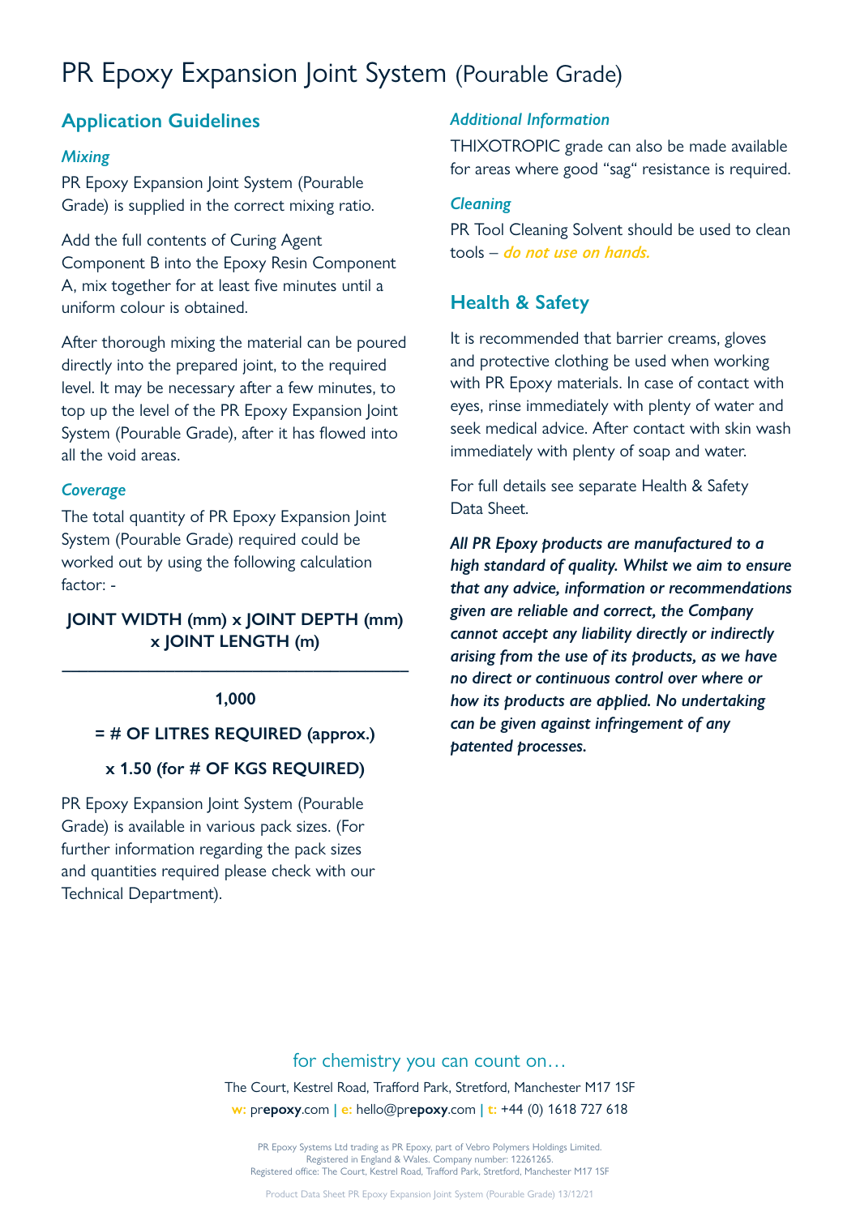# PR Epoxy Expansion Joint System (Pourable Grade)

## Application Guidelines

### *Mixing*

PR Epoxy Expansion Joint System (Pourable Grade) is supplied in the correct mixing ratio.

Add the full contents of Curing Agent Component B into the Epoxy Resin Component A, mix together for at least five minutes until a uniform colour is obtained.

After thorough mixing the material can be poured directly into the prepared joint, to the required level. It may be necessary after a few minutes, to top up the level of the PR Epoxy Expansion Joint System (Pourable Grade), after it has flowed into all the void areas.

### *Coverage*

The total quantity of PR Epoxy Expansion Joint System (Pourable Grade) required could be worked out by using the following calculation factor: -

$$\frac{\text{JOINT WIDTH (mm)} \times \text{JOINT DEPTH (mm)} \times \text{JOINT LENGTH (m)}}{1{,}000}$$

**= # OF LITRES REQUIRED (approx.)**

**x 1.50 (for # OF KGS REQUIRED)**

PR Epoxy Expansion Joint System (Pourable Grade) is available in various pack sizes. (For further information regarding the pack sizes and quantities required please check with our Technical Department).

### *Additional Information*

THIXOTROPIC grade can also be made available for areas where good "sag" resistance is required.

### *Cleaning*

PR Tool Cleaning Solvent should be used to clean tools – ***do not use on hands.***

## Health & Safety

It is recommended that barrier creams, gloves and protective clothing be used when working with PR Epoxy materials. In case of contact with eyes, rinse immediately with plenty of water and seek medical advice. After contact with skin wash immediately with plenty of soap and water.

For full details see separate Health & Safety Data Sheet.

***All PR Epoxy products are manufactured to a high standard of quality. Whilst we aim to ensure that any advice, information or recommendations given are reliable and correct, the Company cannot accept any liability directly or indirectly arising from the use of its products, as we have no direct or continuous control over where or how its products are applied. No undertaking can be given against infringement of any patented processes.***

for chemistry you can count on…

The Court, Kestrel Road, Trafford Park, Stretford, Manchester M17 1SF

**w:** prepoxy.com | **e:** hello@prepoxy.com | **t:** +44 (0) 1618 727 618

PR Epoxy Systems Ltd trading as PR Epoxy, part of Vebro Polymers Holdings Limited.
Registered in England & Wales. Company number: 12261265.
Registered office: The Court, Kestrel Road, Trafford Park, Stretford, Manchester M17 1SF

Product Data Sheet PR Epoxy Expansion Joint System (Pourable Grade) 13/12/21